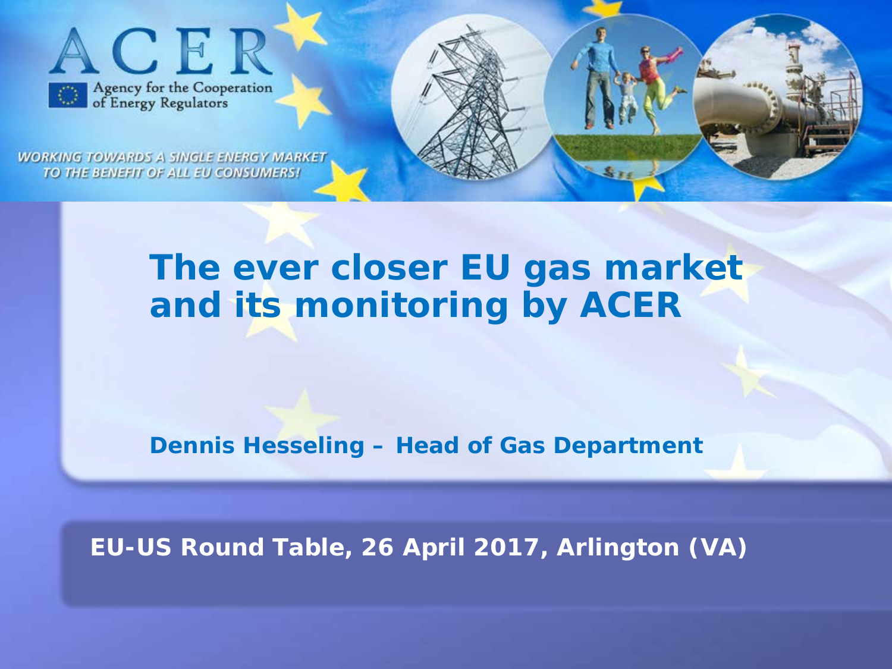ACER

Agency for the Cooperation of Energy Regulators

*WORKING TOWARDS A SINGLE ENERGY MARKET TO THE BENEFIT OF ALL EU CONSUMERS!*

# The ever closer EU gas market and its monitoring by ACER

**Dennis Hesseling – Head of Gas Department**

**EU-US Round Table, 26 April 2017, Arlington (VA)**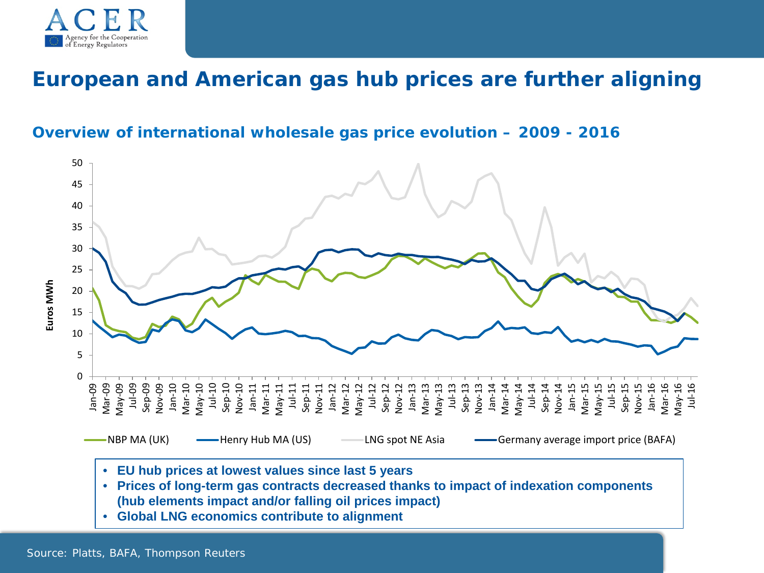# European and American gas hub prices are further aligning

## Overview of international wholesale gas price evolution – 2009 - 2016

- **EU hub prices at lowest values since last 5 years**
- **Prices of long-term gas contracts decreased thanks to impact of indexation components (hub elements impact and/or falling oil prices impact)**
- **Global LNG economics contribute to alignment**

Source: Platts, BAFA, Thompson Reuters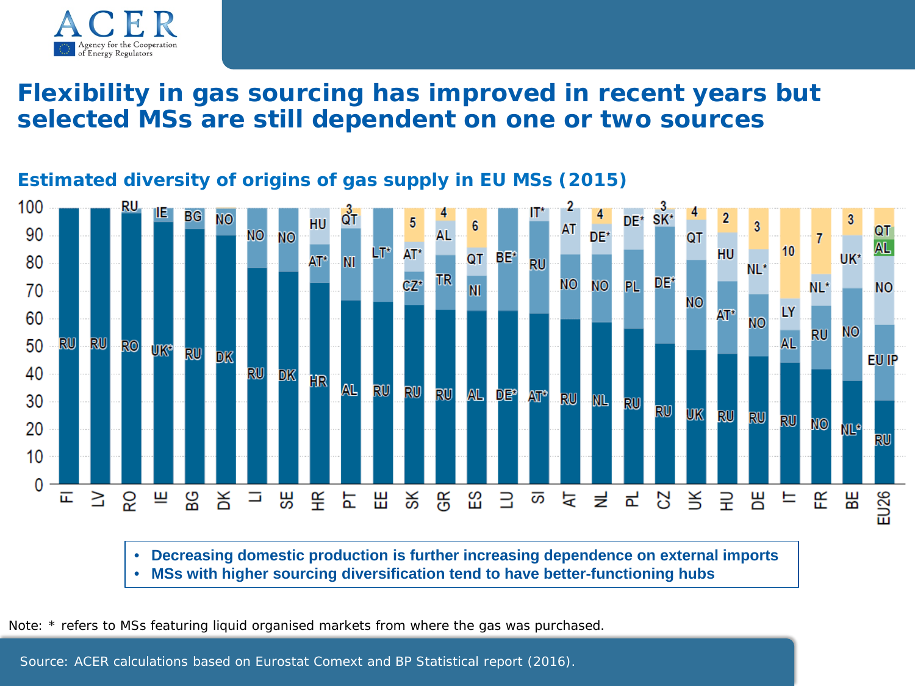# Flexibility in gas sourcing has improved in recent years but selected MSs are still dependent on one or two sources

## Estimated diversity of origins of gas supply in EU MSs (2015)

- Decreasing domestic production is further increasing dependence on external imports
- MSs with higher sourcing diversification tend to have better-functioning hubs

Note: * refers to MSs featuring liquid organised markets from where the gas was purchased.

Source: ACER calculations based on Eurostat Comext and BP Statistical report (2016).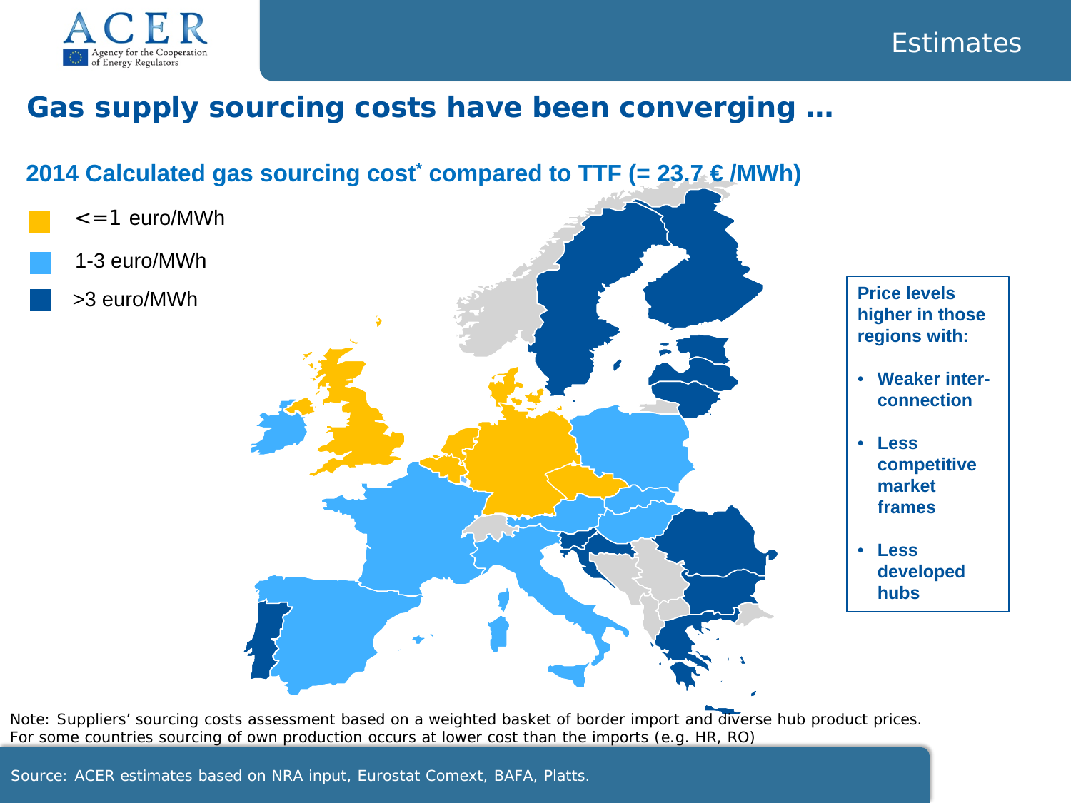Estimates

# Gas supply sourcing costs have been converging …

## 2014 Calculated gas sourcing cost* compared to TTF (= 23.7 € /MWh)

- <=1 euro/MWh
- 1-3 euro/MWh
- >3 euro/MWh

**Price levels higher in those regions with:**

- **Weaker inter-connection**
- **Less competitive market frames**
- **Less developed hubs**

Note: Suppliers' sourcing costs assessment based on a weighted basket of border import and diverse hub product prices. For some countries sourcing of own production occurs at lower cost than the imports (e.g. HR, RO)

Source: ACER estimates based on NRA input, Eurostat Comext, BAFA, Platts.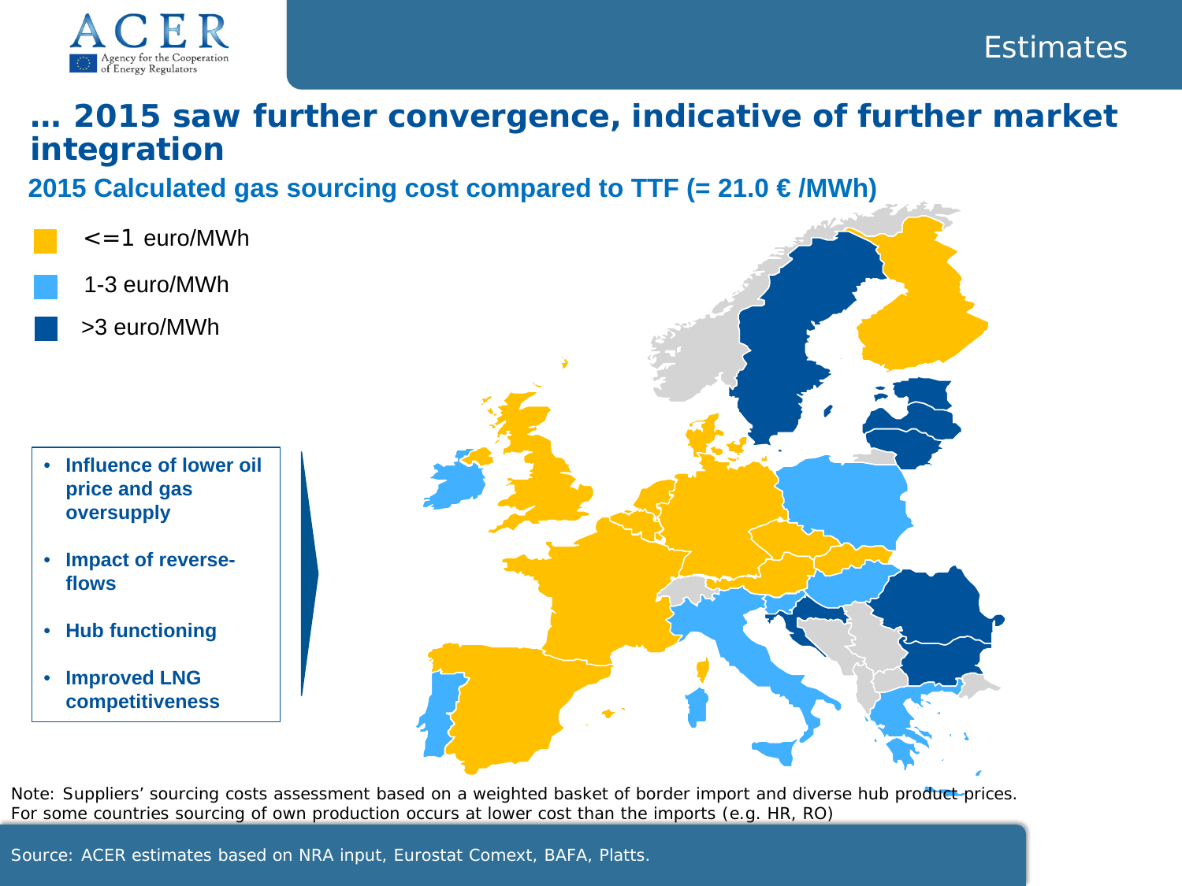Estimates

# … 2015 saw further convergence, indicative of further market integration

## 2015 Calculated gas sourcing cost compared to TTF (= 21.0 € /MWh)

- <=1 euro/MWh
- 1-3 euro/MWh
- >3 euro/MWh

- **Influence of lower oil price and gas oversupply**
- **Impact of reverse-flows**
- **Hub functioning**
- **Improved LNG competitiveness**

Note: Suppliers' sourcing costs assessment based on a weighted basket of border import and diverse hub product prices. For some countries sourcing of own production occurs at lower cost than the imports (e.g. HR, RO)

Source: ACER estimates based on NRA input, Eurostat Comext, BAFA, Platts.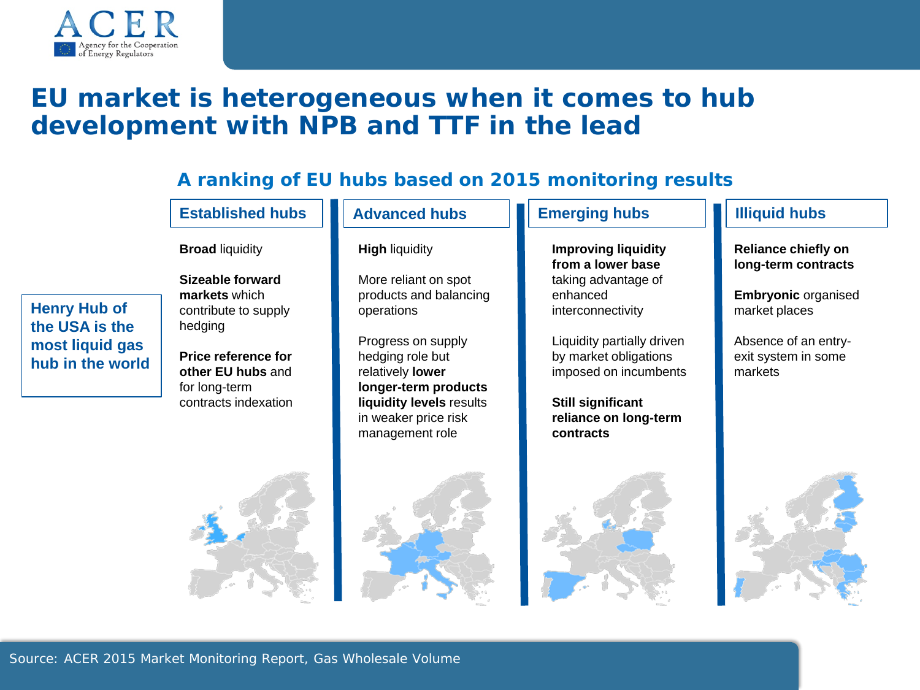# EU market is heterogeneous when it comes to hub development with NPB and TTF in the lead

## A ranking of EU hubs based on 2015 monitoring results

**Henry Hub of the USA is the most liquid gas hub in the world**

### Established hubs

**Broad** liquidity

**Sizeable forward markets** which contribute to supply hedging

**Price reference for other EU hubs** and for long-term contracts indexation

### Advanced hubs

**High** liquidity

More reliant on spot products and balancing operations

Progress on supply hedging role but relatively **lower longer-term products liquidity levels** results in weaker price risk management role

### Emerging hubs

**Improving liquidity from a lower base** taking advantage of enhanced interconnectivity

Liquidity partially driven by market obligations imposed on incumbents

**Still significant reliance on long-term contracts**

### Illiquid hubs

**Reliance chiefly on long-term contracts**

**Embryonic** organised market places

Absence of an entry-exit system in some markets

Source: ACER 2015 Market Monitoring Report, Gas Wholesale Volume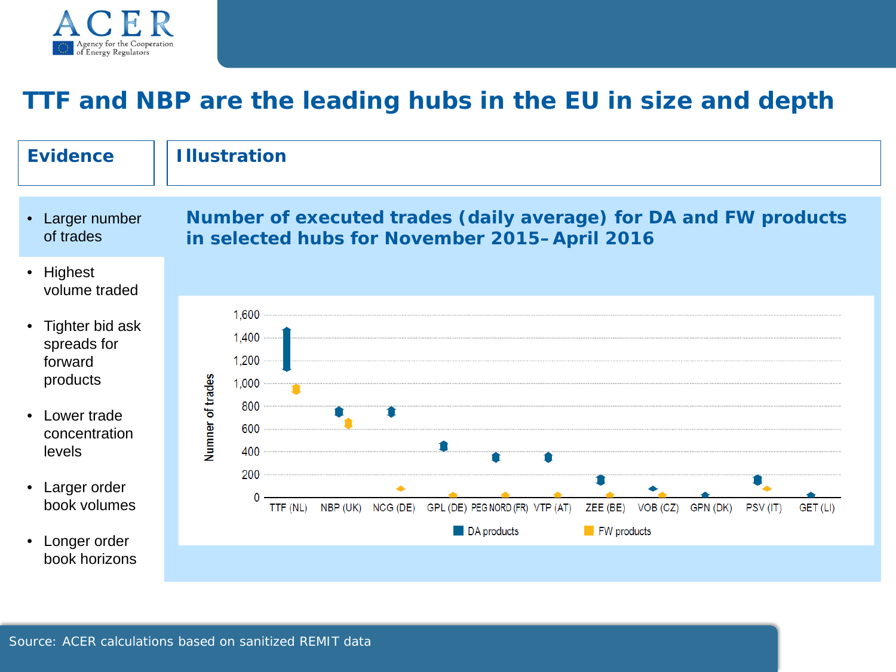# TTF and NBP are the leading hubs in the EU in size and depth

## Evidence

- Larger number of trades
- Highest volume traded
- Tighter bid ask spreads for forward products
- Lower trade concentration levels
- Larger order book volumes
- Longer order book horizons

## Illustration

**Number of executed trades (daily average) for DA and FW products in selected hubs for November 2015– April 2016**

Numner of trades

1,600
1,400
1,200
1,000
800
600
400
200
0

TTF (NL) NBP (UK) NCG (DE) GPL (DE) PEG NORD (FR) VTP (AT) ZEE (BE) VOB (CZ) GPN (DK) PSV (IT) GET (LI)

DA products FW products

Source: ACER calculations based on sanitized REMIT data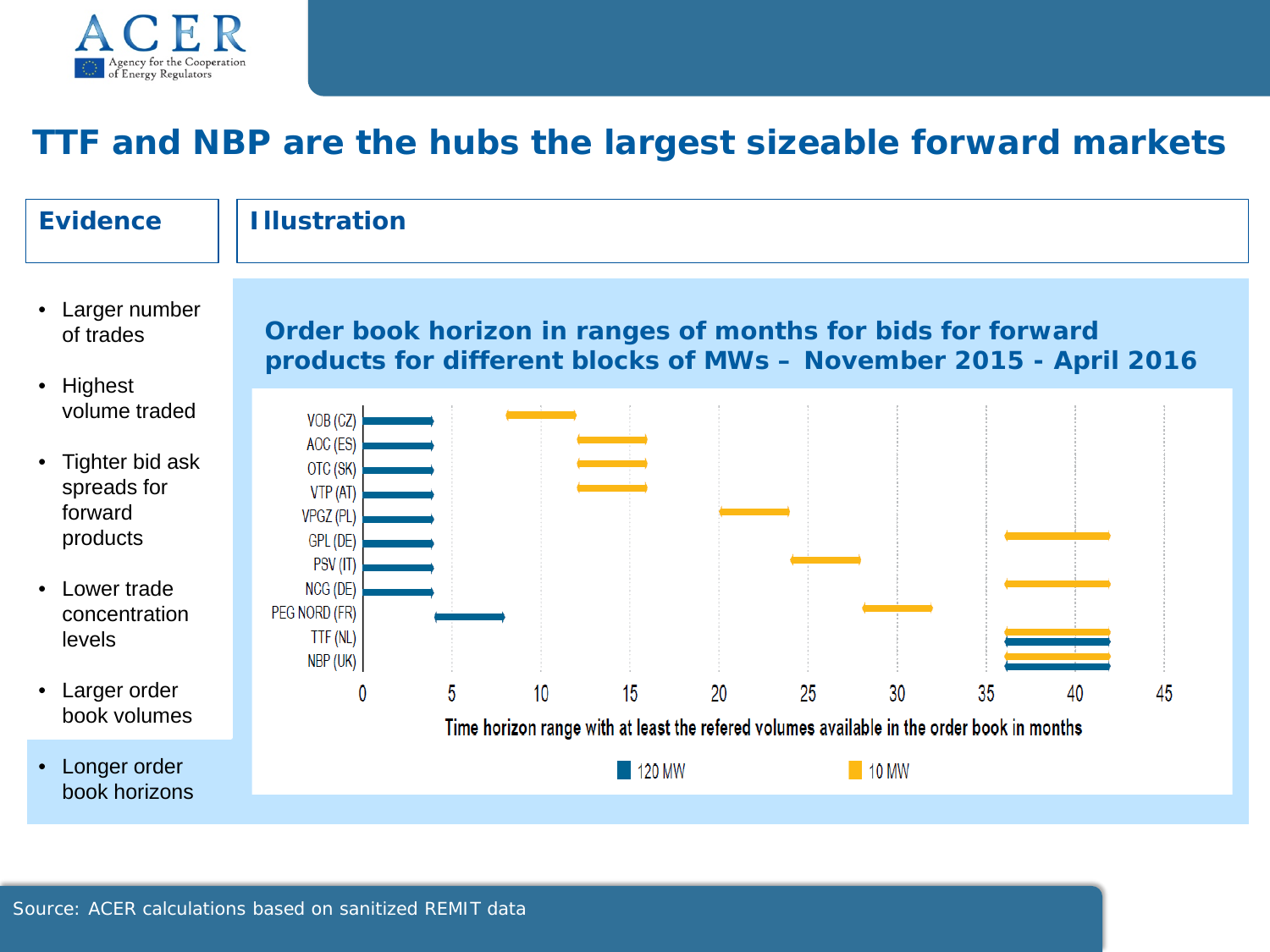# TTF and NBP are the hubs the largest sizeable forward markets

## Evidence

- Larger number of trades
- Highest volume traded
- Tighter bid ask spreads for forward products
- Lower trade concentration levels
- Larger order book volumes
- Longer order book horizons

## Illustration

**Order book horizon in ranges of months for bids for forward products for different blocks of MWs – November 2015 - April 2016**

| Hub | 120 MW (months) | 10 MW (months) |
|---|---|---|
| VOB (CZ) | 0–4 | 8–12 |
| AOC (ES) | 0–4 | 12–16 |
| OTC (SK) | 0–4 | 12–16 |
| VTP (AT) | 0–4 | 12–16 |
| VPGZ (PL) | 0–4 | 20–24 |
| GPL (DE) | 0–4 | 36–42 |
| PSV (IT) | 0–4 | 24–28 |
| NCG (DE) | 0–4 | 36–42 |
| PEG NORD (FR) | 4–8 | 28–32 |
| TTF (NL) | 36–42 | 36–42 |
| NBP (UK) | 36–42 | 36–42 |

Time horizon range with at least the refered volumes available in the order book in months

Source: ACER calculations based on sanitized REMIT data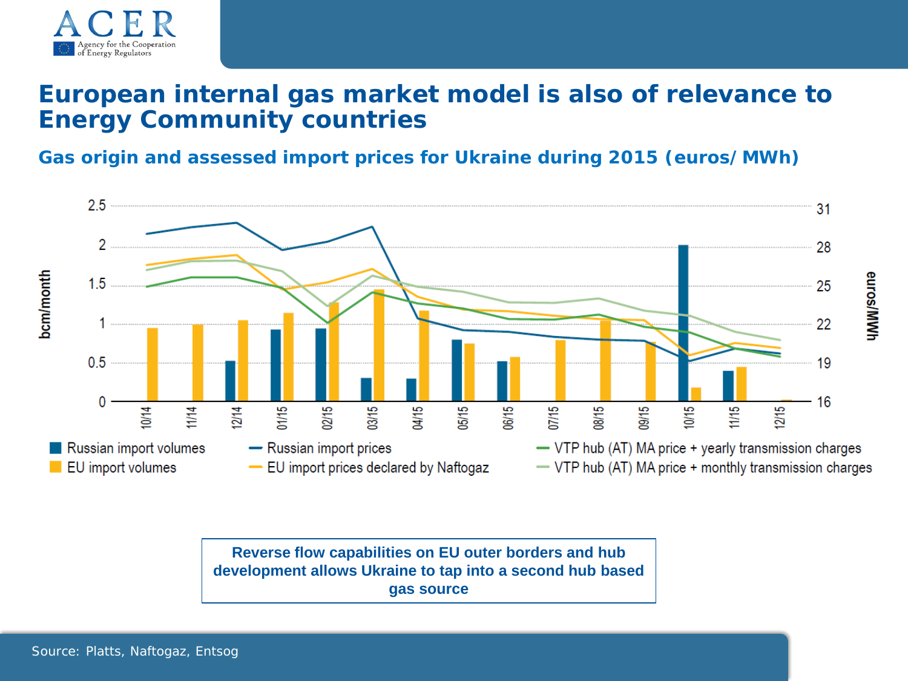# European internal gas market model is also of relevance to Energy Community countries

## Gas origin and assessed import prices for Ukraine during 2015 (euros/ MWh)

bcm/month

2.5
2
1.5
1
0.5
0

euros/MWh

31
28
25
22
19
16

10/14
11/14
12/14
01/15
02/15
03/15
04/15
05/15
06/15
07/15
08/15
09/15
10/15
11/15
12/15

Russian import volumes
EU import volumes
Russian import prices
EU import prices declared by Naftogaz
VTP hub (AT) MA price + yearly transmission charges
VTP hub (AT) MA price + monthly transmission charges

**Reverse flow capabilities on EU outer borders and hub development allows Ukraine to tap into a second hub based gas source**

Source: Platts, Naftogaz, Entsog